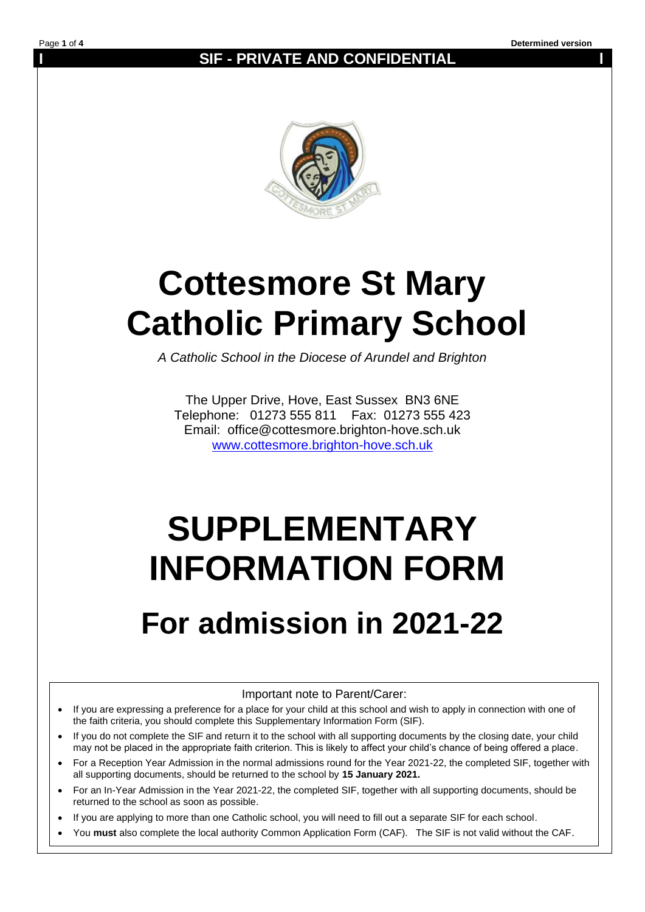**SIF - PRIVATE AND CONFIDENTIAL**

# Cottesmore St Mary Catholic Primary School

*A Catholic School in the Diocese of Arundel and Brighton*

The Upper Drive, Hove, East Sussex BN3 6NE
Telephone: 01273 555 811 Fax: 01273 555 423
Email: office@cottesmore.brighton-hove.sch.uk
[www.cottesmore.brighton-hove.sch.uk](http://www.cottesmore.brighton-hove.sch.uk)

# SUPPLEMENTARY INFORMATION FORM

## For admission in 2021-22

Important note to Parent/Carer:

- If you are expressing a preference for a place for your child at this school and wish to apply in connection with one of the faith criteria, you should complete this Supplementary Information Form (SIF).
- If you do not complete the SIF and return it to the school with all supporting documents by the closing date, your child may not be placed in the appropriate faith criterion. This is likely to affect your child's chance of being offered a place.
- For a Reception Year Admission in the normal admissions round for the Year 2021-22, the completed SIF, together with all supporting documents, should be returned to the school by **15 January 2021.**
- For an In-Year Admission in the Year 2021-22, the completed SIF, together with all supporting documents, should be returned to the school as soon as possible.
- If you are applying to more than one Catholic school, you will need to fill out a separate SIF for each school.
- You **must** also complete the local authority Common Application Form (CAF). The SIF is not valid without the CAF.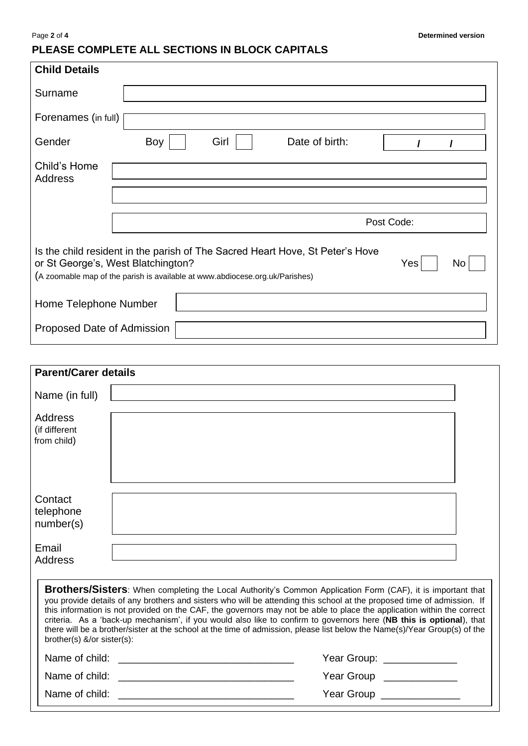**PLEASE COMPLETE ALL SECTIONS IN BLOCK CAPITALS**

## Child Details

| | |
|---|---|
| Surname | |
| Forenames (in full) | |
| Gender | Boy ☐ Girl ☐ Date of birth: / / |
| Child's Home Address | |
| | |
| | Post Code: |

Is the child resident in the parish of The Sacred Heart Hove, St Peter's Hove or St George's, West Blatchington? Yes ☐ No ☐
(A zoomable map of the parish is available at www.abdiocese.org.uk/Parishes)

| | |
|---|---|
| Home Telephone Number | |
| Proposed Date of Admission | |

## Parent/Carer details

| | |
|---|---|
| Name (in full) | |
| Address (if different from child) | |
| Contact telephone number(s) | |
| Email Address | |

**Brothers/Sisters**: When completing the Local Authority's Common Application Form (CAF), it is important that you provide details of any brothers and sisters who will be attending this school at the proposed time of admission. If this information is not provided on the CAF, the governors may not be able to place the application within the correct criteria. As a 'back-up mechanism', if you would also like to confirm to governors here (**NB this is optional**), that there will be a brother/sister at the school at the time of admission, please list below the Name(s)/Year Group(s) of the brother(s) &/or sister(s):

Name of child: ______________________________ Year Group: ____________

Name of child: ______________________________ Year Group ____________

Name of child: ______________________________ Year Group ____________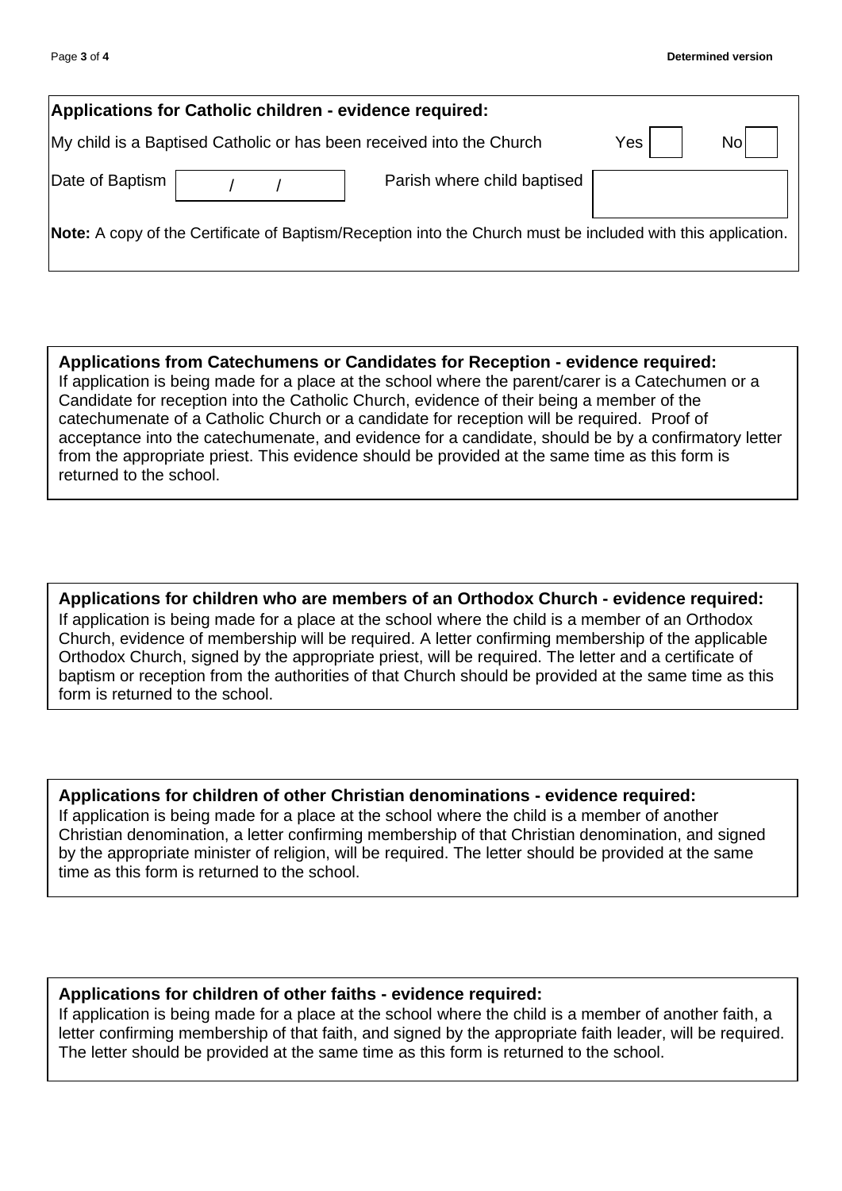**Applications for Catholic children - evidence required:**

My child is a Baptised Catholic or has been received into the Church Yes ☐ No ☐

Date of Baptism ___ / ___ / ___ Parish where child baptised ______________

**Note:** A copy of the Certificate of Baptism/Reception into the Church must be included with this application.

**Applications from Catechumens or Candidates for Reception - evidence required:**

If application is being made for a place at the school where the parent/carer is a Catechumen or a Candidate for reception into the Catholic Church, evidence of their being a member of the catechumenate of a Catholic Church or a candidate for reception will be required. Proof of acceptance into the catechumenate, and evidence for a candidate, should be by a confirmatory letter from the appropriate priest. This evidence should be provided at the same time as this form is returned to the school.

**Applications for children who are members of an Orthodox Church - evidence required:**

If application is being made for a place at the school where the child is a member of an Orthodox Church, evidence of membership will be required. A letter confirming membership of the applicable Orthodox Church, signed by the appropriate priest, will be required. The letter and a certificate of baptism or reception from the authorities of that Church should be provided at the same time as this form is returned to the school.

**Applications for children of other Christian denominations - evidence required:**

If application is being made for a place at the school where the child is a member of another Christian denomination, a letter confirming membership of that Christian denomination, and signed by the appropriate minister of religion, will be required. The letter should be provided at the same time as this form is returned to the school.

**Applications for children of other faiths - evidence required:**

If application is being made for a place at the school where the child is a member of another faith, a letter confirming membership of that faith, and signed by the appropriate faith leader, will be required. The letter should be provided at the same time as this form is returned to the school.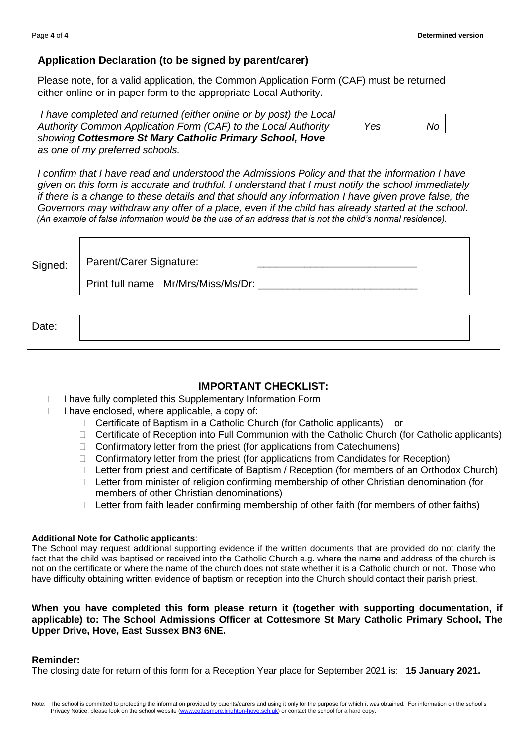## Application Declaration (to be signed by parent/carer)

Please note, for a valid application, the Common Application Form (CAF) must be returned either online or in paper form to the appropriate Local Authority.

*I have completed and returned (either online or by post) the Local Authority Common Application Form (CAF) to the Local Authority showing **Cottesmore St Mary Catholic Primary School, Hove** as one of my preferred schools.* *Yes* ☐ *No* ☐

*I confirm that I have read and understood the Admissions Policy and that the information I have given on this form is accurate and truthful. I understand that I must notify the school immediately if there is a change to these details and that should any information I have given prove false, the Governors may withdraw any offer of a place, even if the child has already started at the school.* *(An example of false information would be the use of an address that is not the child's normal residence).*

Signed: Parent/Carer Signature: ___________________________

Print full name Mr/Mrs/Miss/Ms/Dr: ___________________________

Date:

## IMPORTANT CHECKLIST:

- ☐ I have fully completed this Supplementary Information Form
- ☐ I have enclosed, where applicable, a copy of:
  - ☐ Certificate of Baptism in a Catholic Church (for Catholic applicants) or
  - ☐ Certificate of Reception into Full Communion with the Catholic Church (for Catholic applicants)
  - ☐ Confirmatory letter from the priest (for applications from Catechumens)
  - ☐ Confirmatory letter from the priest (for applications from Candidates for Reception)
  - ☐ Letter from priest and certificate of Baptism / Reception (for members of an Orthodox Church)
  - ☐ Letter from minister of religion confirming membership of other Christian denomination (for members of other Christian denominations)
  - ☐ Letter from faith leader confirming membership of other faith (for members of other faiths)

**Additional Note for Catholic applicants**:
The School may request additional supporting evidence if the written documents that are provided do not clarify the fact that the child was baptised or received into the Catholic Church e.g. where the name and address of the church is not on the certificate or where the name of the church does not state whether it is a Catholic church or not. Those who have difficulty obtaining written evidence of baptism or reception into the Church should contact their parish priest.

**When you have completed this form please return it (together with supporting documentation, if applicable) to: The School Admissions Officer at Cottesmore St Mary Catholic Primary School, The Upper Drive, Hove, East Sussex BN3 6NE.**

**Reminder:**
The closing date for return of this form for a Reception Year place for September 2021 is: **15 January 2021.**

Note: The school is committed to protecting the information provided by parents/carers and using it only for the purpose for which it was obtained. For information on the school's Privacy Notice, please look on the school website (www.cottesmore.brighton-hove.sch.uk) or contact the school for a hard copy.